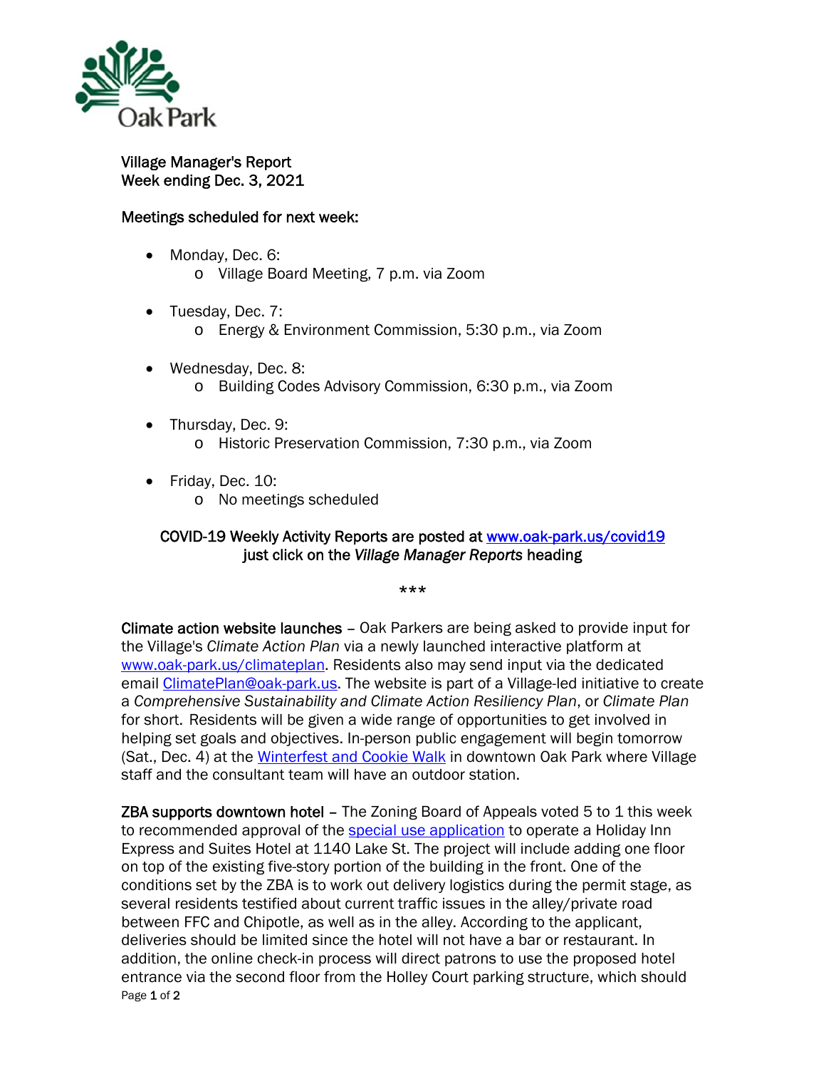Village Manager's Report
Week ending Dec. 3, 2021

Meetings scheduled for next week:

- Monday, Dec. 6:
  - Village Board Meeting, 7 p.m. via Zoom
- Tuesday, Dec. 7:
  - Energy & Environment Commission, 5:30 p.m., via Zoom
- Wednesday, Dec. 8:
  - Building Codes Advisory Commission, 6:30 p.m., via Zoom
- Thursday, Dec. 9:
  - Historic Preservation Commission, 7:30 p.m., via Zoom
- Friday, Dec. 10:
  - No meetings scheduled

COVID-19 Weekly Activity Reports are posted at [www.oak-park.us/covid19](www.oak-park.us/covid19)
just click on the *Village Manager Reports* heading

***

**Climate action website launches** – Oak Parkers are being asked to provide input for the Village's *Climate Action Plan* via a newly launched interactive platform at [www.oak-park.us/climateplan](www.oak-park.us/climateplan). Residents also may send input via the dedicated email [ClimatePlan@oak-park.us](mailto:ClimatePlan@oak-park.us). The website is part of a Village-led initiative to create a *Comprehensive Sustainability and Climate Action Resiliency Plan*, or *Climate Plan* for short. Residents will be given a wide range of opportunities to get involved in helping set goals and objectives. In-person public engagement will begin tomorrow (Sat., Dec. 4) at the Winterfest and Cookie Walk in downtown Oak Park where Village staff and the consultant team will have an outdoor station.

**ZBA supports downtown hotel** – The Zoning Board of Appeals voted 5 to 1 this week to recommended approval of the special use application to operate a Holiday Inn Express and Suites Hotel at 1140 Lake St. The project will include adding one floor on top of the existing five-story portion of the building in the front. One of the conditions set by the ZBA is to work out delivery logistics during the permit stage, as several residents testified about current traffic issues in the alley/private road between FFC and Chipotle, as well as in the alley. According to the applicant, deliveries should be limited since the hotel will not have a bar or restaurant. In addition, the online check-in process will direct patrons to use the proposed hotel entrance via the second floor from the Holley Court parking structure, which should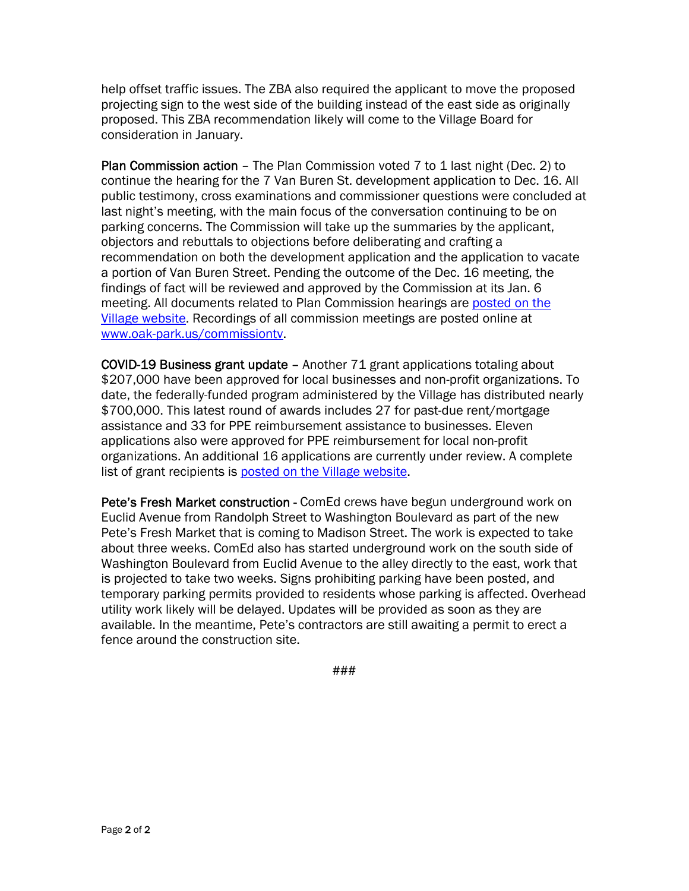help offset traffic issues. The ZBA also required the applicant to move the proposed projecting sign to the west side of the building instead of the east side as originally proposed. This ZBA recommendation likely will come to the Village Board for consideration in January.

**Plan Commission action** – The Plan Commission voted 7 to 1 last night (Dec. 2) to continue the hearing for the 7 Van Buren St. development application to Dec. 16. All public testimony, cross examinations and commissioner questions were concluded at last night's meeting, with the main focus of the conversation continuing to be on parking concerns. The Commission will take up the summaries by the applicant, objectors and rebuttals to objections before deliberating and crafting a recommendation on both the development application and the application to vacate a portion of Van Buren Street. Pending the outcome of the Dec. 16 meeting, the findings of fact will be reviewed and approved by the Commission at its Jan. 6 meeting. All documents related to Plan Commission hearings are posted on the Village website. Recordings of all commission meetings are posted online at www.oak-park.us/commissiontv.

**COVID-19 Business grant update** – Another 71 grant applications totaling about $207,000 have been approved for local businesses and non-profit organizations. To date, the federally-funded program administered by the Village has distributed nearly $700,000. This latest round of awards includes 27 for past-due rent/mortgage assistance and 33 for PPE reimbursement assistance to businesses. Eleven applications also were approved for PPE reimbursement for local non-profit organizations. An additional 16 applications are currently under review. A complete list of grant recipients is posted on the Village website.

**Pete's Fresh Market construction** - ComEd crews have begun underground work on Euclid Avenue from Randolph Street to Washington Boulevard as part of the new Pete's Fresh Market that is coming to Madison Street. The work is expected to take about three weeks. ComEd also has started underground work on the south side of Washington Boulevard from Euclid Avenue to the alley directly to the east, work that is projected to take two weeks. Signs prohibiting parking have been posted, and temporary parking permits provided to residents whose parking is affected. Overhead utility work likely will be delayed. Updates will be provided as soon as they are available. In the meantime, Pete's contractors are still awaiting a permit to erect a fence around the construction site.

###